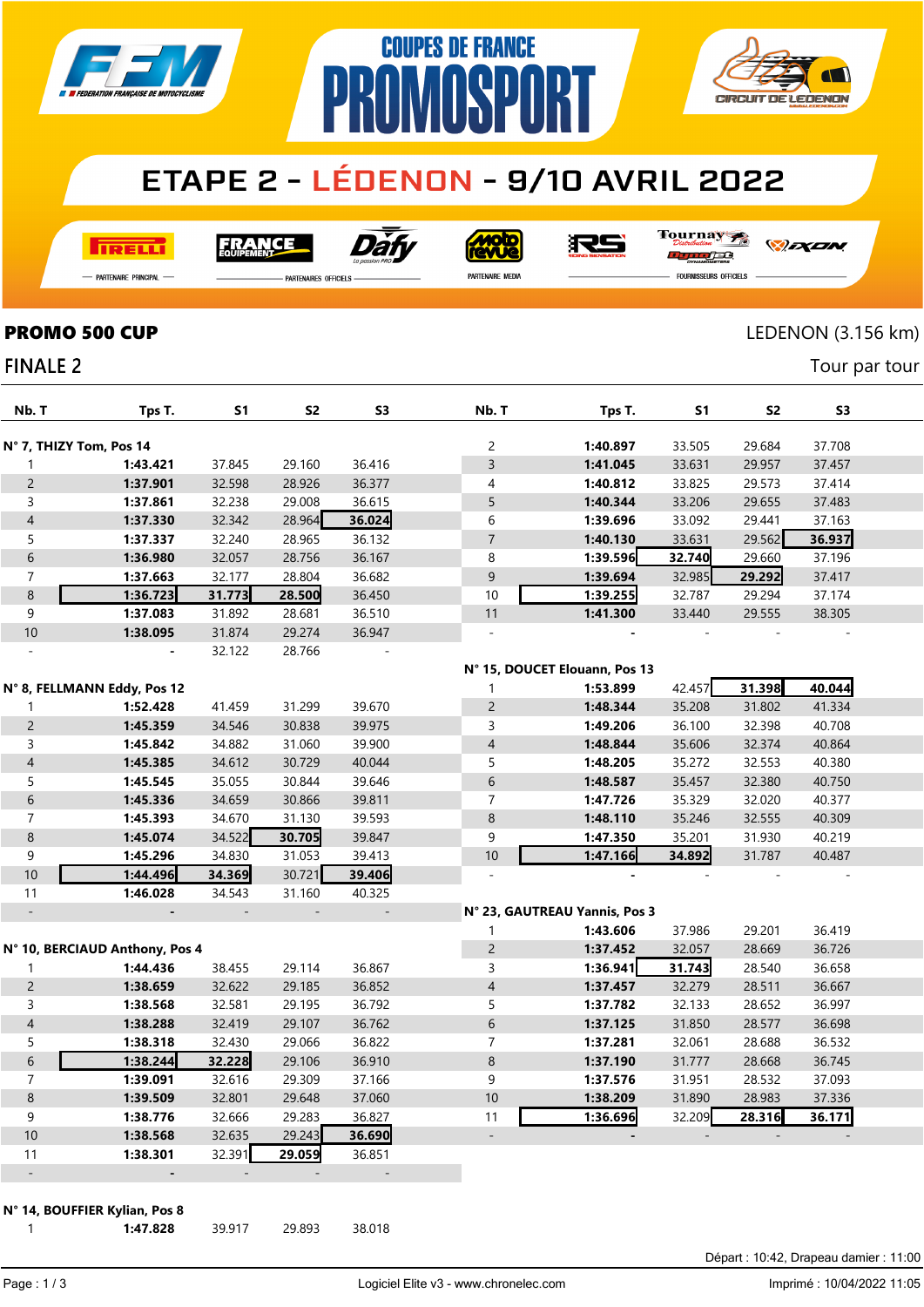# COUPES DE FRANCE PROMOSPORT

## ETAPE 2 - LÉDENON - 9/10 AVRIL 2022

PARTENAIRE PRINCIPAL — PARTENAIRES OFFICIELS — PARTENAIRE MEDIA — FOURNISSEURS OFFICIELS

**PROMO 500 CUP** LEDENON (3.156 km)

FINALE 2 Tour par tour

| Nb. T | Tps T. | S1 | S2 | S3 |
|---|---|---|---|---|
| **N° 7, THIZY Tom, Pos 14** | | | | |
| 1 | 1:43.421 | 37.845 | 29.160 | 36.416 |
| 2 | 1:37.901 | 32.598 | 28.926 | 36.377 |
| 3 | 1:37.861 | 32.238 | 29.008 | 36.615 |
| 4 | 1:37.330 | 32.342 | 28.964 | 36.024 |
| 5 | 1:37.337 | 32.240 | 28.965 | 36.132 |
| 6 | 1:36.980 | 32.057 | 28.756 | 36.167 |
| 7 | 1:37.663 | 32.177 | 28.804 | 36.682 |
| 8 | 1:36.723 | 31.773 | 28.500 | 36.450 |
| 9 | 1:37.083 | 31.892 | 28.681 | 36.510 |
| 10 | 1:38.095 | 31.874 | 29.274 | 36.947 |
| - | - | 32.122 | 28.766 | - |
| **N° 8, FELLMANN Eddy, Pos 12** | | | | |
| 1 | 1:52.428 | 41.459 | 31.299 | 39.670 |
| 2 | 1:45.359 | 34.546 | 30.838 | 39.975 |
| 3 | 1:45.842 | 34.882 | 31.060 | 39.900 |
| 4 | 1:45.385 | 34.612 | 30.729 | 40.044 |
| 5 | 1:45.545 | 35.055 | 30.844 | 39.646 |
| 6 | 1:45.336 | 34.659 | 30.866 | 39.811 |
| 7 | 1:45.393 | 34.670 | 31.130 | 39.593 |
| 8 | 1:45.074 | 34.522 | 30.705 | 39.847 |
| 9 | 1:45.296 | 34.830 | 31.053 | 39.413 |
| 10 | 1:44.496 | 34.369 | 30.721 | 39.406 |
| 11 | 1:46.028 | 34.543 | 31.160 | 40.325 |
| - | - | - | - | - |
| **N° 10, BERCIAUD Anthony, Pos 4** | | | | |
| 1 | 1:44.436 | 38.455 | 29.114 | 36.867 |
| 2 | 1:38.659 | 32.622 | 29.185 | 36.852 |
| 3 | 1:38.568 | 32.581 | 29.195 | 36.792 |
| 4 | 1:38.288 | 32.419 | 29.107 | 36.762 |
| 5 | 1:38.318 | 32.430 | 29.066 | 36.822 |
| 6 | 1:38.244 | 32.228 | 29.106 | 36.910 |
| 7 | 1:39.091 | 32.616 | 29.309 | 37.166 |
| 8 | 1:39.509 | 32.801 | 29.648 | 37.060 |
| 9 | 1:38.776 | 32.666 | 29.283 | 36.827 |
| 10 | 1:38.568 | 32.635 | 29.243 | 36.690 |
| 11 | 1:38.301 | 32.391 | 29.059 | 36.851 |
| - | - | - | - | - |
| **N° 14, BOUFFIER Kylian, Pos 8** | | | | |
| 1 | 1:47.828 | 39.917 | 29.893 | 38.018 |
| 2 | 1:40.897 | 33.505 | 29.684 | 37.708 |
| 3 | 1:41.045 | 33.631 | 29.957 | 37.457 |
| 4 | 1:40.812 | 33.825 | 29.573 | 37.414 |
| 5 | 1:40.344 | 33.206 | 29.655 | 37.483 |
| 6 | 1:39.696 | 33.092 | 29.441 | 37.163 |
| 7 | 1:40.130 | 33.631 | 29.562 | 36.937 |
| 8 | 1:39.596 | 32.740 | 29.660 | 37.196 |
| 9 | 1:39.694 | 32.985 | 29.292 | 37.417 |
| 10 | 1:39.255 | 32.787 | 29.294 | 37.174 |
| 11 | 1:41.300 | 33.440 | 29.555 | 38.305 |
| - | - | - | - | - |
| **N° 15, DOUCET Elouann, Pos 13** | | | | |
| 1 | 1:53.899 | 42.457 | 31.398 | 40.044 |
| 2 | 1:48.344 | 35.208 | 31.802 | 41.334 |
| 3 | 1:49.206 | 36.100 | 32.398 | 40.708 |
| 4 | 1:48.844 | 35.606 | 32.374 | 40.864 |
| 5 | 1:48.205 | 35.272 | 32.553 | 40.380 |
| 6 | 1:48.587 | 35.457 | 32.380 | 40.750 |
| 7 | 1:47.726 | 35.329 | 32.020 | 40.377 |
| 8 | 1:48.110 | 35.246 | 32.555 | 40.309 |
| 9 | 1:47.350 | 35.201 | 31.930 | 40.219 |
| 10 | 1:47.166 | 34.892 | 31.787 | 40.487 |
| - | - | - | - | - |
| **N° 23, GAUTREAU Yannis, Pos 3** | | | | |
| 1 | 1:43.606 | 37.986 | 29.201 | 36.419 |
| 2 | 1:37.452 | 32.057 | 28.669 | 36.726 |
| 3 | 1:36.941 | 31.743 | 28.540 | 36.658 |
| 4 | 1:37.457 | 32.279 | 28.511 | 36.667 |
| 5 | 1:37.782 | 32.133 | 28.652 | 36.997 |
| 6 | 1:37.125 | 31.850 | 28.577 | 36.698 |
| 7 | 1:37.281 | 32.061 | 28.688 | 36.532 |
| 8 | 1:37.190 | 31.777 | 28.668 | 36.745 |
| 9 | 1:37.576 | 31.951 | 28.532 | 37.093 |
| 10 | 1:38.209 | 31.890 | 28.983 | 37.336 |
| 11 | 1:36.696 | 32.209 | 28.316 | 36.171 |
| - | - | - | - | - |

Départ : 10:42, Drapeau damier : 11:00

Logiciel Elite v3 - www.chronelec.com — Imprimé : 10/04/2022 11:05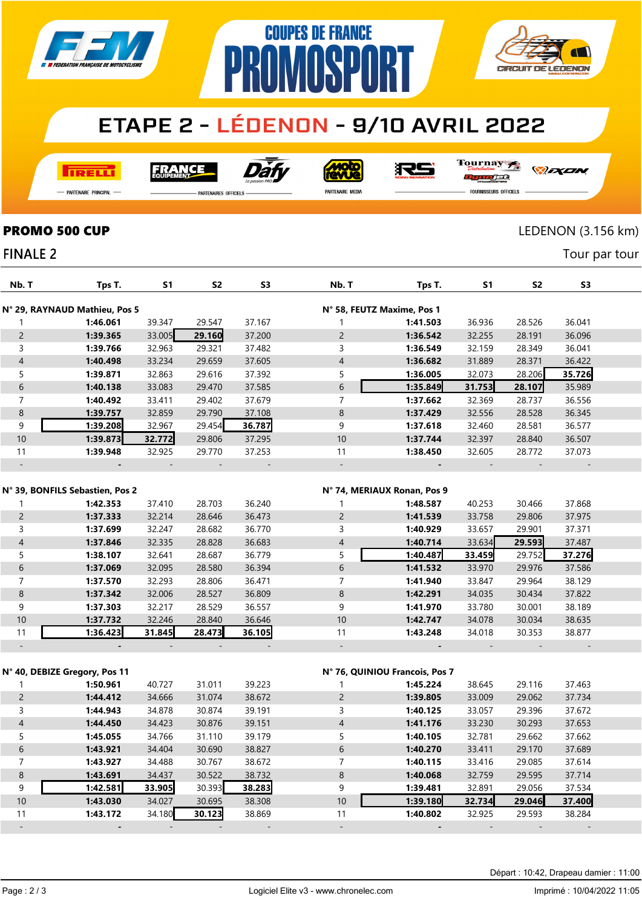# COUPES DE FRANCE PROMOSPORT

## ETAPE 2 - LÉDENON - 9/10 AVRIL 2022

PARTENAIRE PRINCIPAL — PARTENAIRES OFFICIELS — PARTENAIRE MEDIA — FOURNISSEURS OFFICIELS

**PROMO 500 CUP** — LEDENON (3.156 km)

**FINALE 2** — Tour par tour

**N° 29, RAYNAUD Mathieu, Pos 5**

| Nb. T | Tps T. | S1 | S2 | S3 |
|---|---|---|---|---|
| 1 | 1:46.061 | 39.347 | 29.547 | 37.167 |
| 2 | 1:39.365 | 33.005 | 29.160 | 37.200 |
| 3 | 1:39.766 | 32.963 | 29.321 | 37.482 |
| 4 | 1:40.498 | 33.234 | 29.659 | 37.605 |
| 5 | 1:39.871 | 32.863 | 29.616 | 37.392 |
| 6 | 1:40.138 | 33.083 | 29.470 | 37.585 |
| 7 | 1:40.492 | 33.411 | 29.402 | 37.679 |
| 8 | 1:39.757 | 32.859 | 29.790 | 37.108 |
| 9 | 1:39.208 | 32.967 | 29.454 | 36.787 |
| 10 | 1:39.873 | 32.772 | 29.806 | 37.295 |
| 11 | 1:39.948 | 32.925 | 29.770 | 37.253 |
| - | - | - | - | - |

**N° 58, FEUTZ Maxime, Pos 1**

| Nb. T | Tps T. | S1 | S2 | S3 |
|---|---|---|---|---|
| 1 | 1:41.503 | 36.936 | 28.526 | 36.041 |
| 2 | 1:36.542 | 32.255 | 28.191 | 36.096 |
| 3 | 1:36.549 | 32.159 | 28.349 | 36.041 |
| 4 | 1:36.682 | 31.889 | 28.371 | 36.422 |
| 5 | 1:36.005 | 32.073 | 28.206 | 35.726 |
| 6 | 1:35.849 | 31.753 | 28.107 | 35.989 |
| 7 | 1:37.662 | 32.369 | 28.737 | 36.556 |
| 8 | 1:37.429 | 32.556 | 28.528 | 36.345 |
| 9 | 1:37.618 | 32.460 | 28.581 | 36.577 |
| 10 | 1:37.744 | 32.397 | 28.840 | 36.507 |
| 11 | 1:38.450 | 32.605 | 28.772 | 37.073 |
| - | - | - | - | - |

**N° 39, BONFILS Sebastien, Pos 2**

| Nb. T | Tps T. | S1 | S2 | S3 |
|---|---|---|---|---|
| 1 | 1:42.353 | 37.410 | 28.703 | 36.240 |
| 2 | 1:37.333 | 32.214 | 28.646 | 36.473 |
| 3 | 1:37.699 | 32.247 | 28.682 | 36.770 |
| 4 | 1:37.846 | 32.335 | 28.828 | 36.683 |
| 5 | 1:38.107 | 32.641 | 28.687 | 36.779 |
| 6 | 1:37.069 | 32.095 | 28.580 | 36.394 |
| 7 | 1:37.570 | 32.293 | 28.806 | 36.471 |
| 8 | 1:37.342 | 32.006 | 28.527 | 36.809 |
| 9 | 1:37.303 | 32.217 | 28.529 | 36.557 |
| 10 | 1:37.732 | 32.246 | 28.840 | 36.646 |
| 11 | 1:36.423 | 31.845 | 28.473 | 36.105 |
| - | - | - | - | - |

**N° 74, MERIAUX Ronan, Pos 9**

| Nb. T | Tps T. | S1 | S2 | S3 |
|---|---|---|---|---|
| 1 | 1:48.587 | 40.253 | 30.466 | 37.868 |
| 2 | 1:41.539 | 33.758 | 29.806 | 37.975 |
| 3 | 1:40.929 | 33.657 | 29.901 | 37.371 |
| 4 | 1:40.714 | 33.634 | 29.593 | 37.487 |
| 5 | 1:40.487 | 33.459 | 29.752 | 37.276 |
| 6 | 1:41.532 | 33.970 | 29.976 | 37.586 |
| 7 | 1:41.940 | 33.847 | 29.964 | 38.129 |
| 8 | 1:42.291 | 34.035 | 30.434 | 37.822 |
| 9 | 1:41.970 | 33.780 | 30.001 | 38.189 |
| 10 | 1:42.747 | 34.078 | 30.034 | 38.635 |
| 11 | 1:43.248 | 34.018 | 30.353 | 38.877 |
| - | - | - | - | - |

**N° 40, DEBIZE Gregory, Pos 11**

| Nb. T | Tps T. | S1 | S2 | S3 |
|---|---|---|---|---|
| 1 | 1:50.961 | 40.727 | 31.011 | 39.223 |
| 2 | 1:44.412 | 34.666 | 31.074 | 38.672 |
| 3 | 1:44.943 | 34.878 | 30.874 | 39.191 |
| 4 | 1:44.450 | 34.423 | 30.876 | 39.151 |
| 5 | 1:45.055 | 34.766 | 31.110 | 39.179 |
| 6 | 1:43.921 | 34.404 | 30.690 | 38.827 |
| 7 | 1:43.927 | 34.488 | 30.767 | 38.672 |
| 8 | 1:43.691 | 34.437 | 30.522 | 38.732 |
| 9 | 1:42.581 | 33.905 | 30.393 | 38.283 |
| 10 | 1:43.030 | 34.027 | 30.695 | 38.308 |
| 11 | 1:43.172 | 34.180 | 30.123 | 38.869 |
| - | - | - | - | - |

**N° 76, QUINIOU Francois, Pos 7**

| Nb. T | Tps T. | S1 | S2 | S3 |
|---|---|---|---|---|
| 1 | 1:45.224 | 38.645 | 29.116 | 37.463 |
| 2 | 1:39.805 | 33.009 | 29.062 | 37.734 |
| 3 | 1:40.125 | 33.057 | 29.396 | 37.672 |
| 4 | 1:41.176 | 33.230 | 30.293 | 37.653 |
| 5 | 1:40.105 | 32.781 | 29.662 | 37.662 |
| 6 | 1:40.270 | 33.411 | 29.170 | 37.689 |
| 7 | 1:40.115 | 33.416 | 29.085 | 37.614 |
| 8 | 1:40.068 | 32.759 | 29.595 | 37.714 |
| 9 | 1:39.481 | 32.891 | 29.056 | 37.534 |
| 10 | 1:39.180 | 32.734 | 29.046 | 37.400 |
| 11 | 1:40.802 | 32.925 | 29.593 | 38.284 |
| - | - | - | - | - |

Départ : 10:42, Drapeau damier : 11:00

Logiciel Elite v3 - www.chronelec.com — Imprimé : 10/04/2022 11:05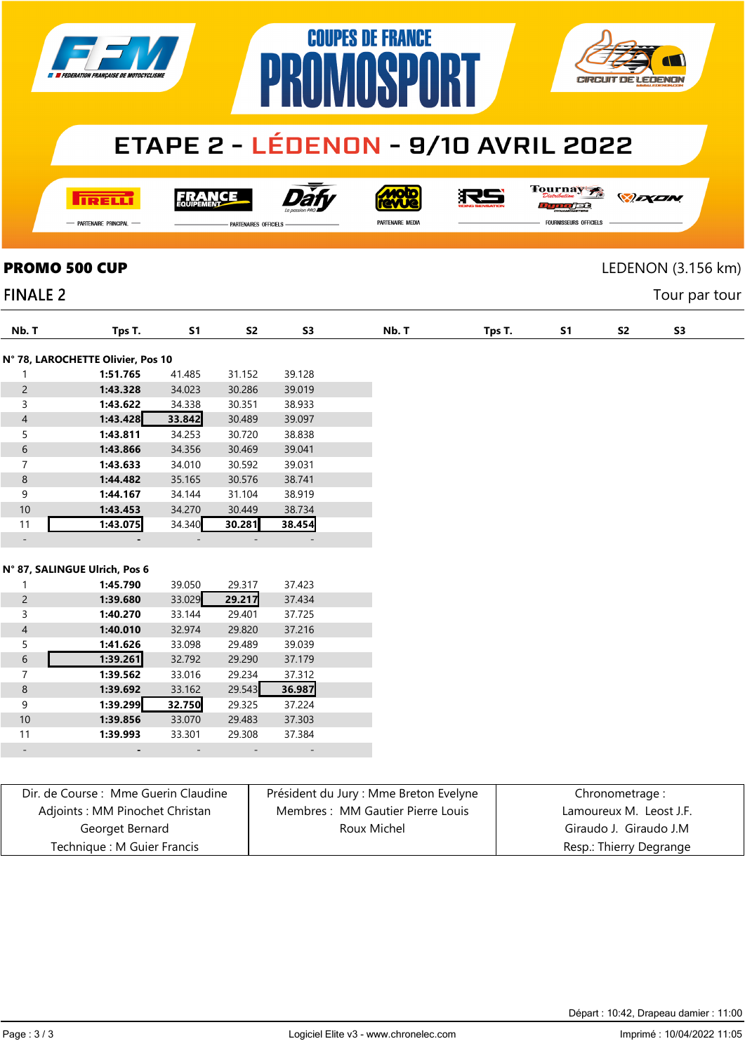# COUPES DE FRANCE PROMOSPORT

## ETAPE 2 - LÉDENON - 9/10 AVRIL 2022

PARTENAIRE PRINCIPAL — PARTENAIRES OFFICIELS — PARTENAIRE MEDIA — FOURNISSEURS OFFICIELS

**PROMO 500 CUP** LEDENON (3.156 km)

**FINALE 2** Tour par tour

**N° 78, LAROCHETTE Olivier, Pos 10**

| Nb. T | Tps T. | S1 | S2 | S3 |
|---|---|---|---|---|
| 1 | **1:51.765** | 41.485 | 31.152 | 39.128 |
| 2 | **1:43.328** | 34.023 | 30.286 | 39.019 |
| 3 | **1:43.622** | 34.338 | 30.351 | 38.933 |
| 4 | **1:43.428** | **33.842** | 30.489 | 39.097 |
| 5 | **1:43.811** | 34.253 | 30.720 | 38.838 |
| 6 | **1:43.866** | 34.356 | 30.469 | 39.041 |
| 7 | **1:43.633** | 34.010 | 30.592 | 39.031 |
| 8 | **1:44.482** | 35.165 | 30.576 | 38.741 |
| 9 | **1:44.167** | 34.144 | 31.104 | 38.919 |
| 10 | **1:43.453** | 34.270 | 30.449 | 38.734 |
| 11 | **1:43.075** | 34.340 | **30.281** | **38.454** |
| - | - | - | - | - |

**N° 87, SALINGUE Ulrich, Pos 6**

| Nb. T | Tps T. | S1 | S2 | S3 |
|---|---|---|---|---|
| 1 | **1:45.790** | 39.050 | 29.317 | 37.423 |
| 2 | **1:39.680** | 33.029 | **29.217** | 37.434 |
| 3 | **1:40.270** | 33.144 | 29.401 | 37.725 |
| 4 | **1:40.010** | 32.974 | 29.820 | 37.216 |
| 5 | **1:41.626** | 33.098 | 29.489 | 39.039 |
| 6 | **1:39.261** | 32.792 | 29.290 | 37.179 |
| 7 | **1:39.562** | 33.016 | 29.234 | 37.312 |
| 8 | **1:39.692** | 33.162 | 29.543 | **36.987** |
| 9 | **1:39.299** | **32.750** | 29.325 | 37.224 |
| 10 | **1:39.856** | 33.070 | 29.483 | 37.303 |
| 11 | **1:39.993** | 33.301 | 29.308 | 37.384 |
| - | - | - | - | - |

| | | |
|---|---|---|
| Dir. de Course : Mme Guerin Claudine<br>Adjoints : MM Pinochet Christan<br>Georget Bernard<br>Technique : M Guier Francis | Président du Jury : Mme Breton Evelyne<br>Membres : MM Gautier Pierre Louis<br>Roux Michel | Chronometrage :<br>Lamoureux M. Leost J.F.<br>Giraudo J. Giraudo J.M<br>Resp.: Thierry Degrange |

Départ : 10:42, Drapeau damier : 11:00

Logiciel Elite v3 - www.chronelec.com

Imprimé : 10/04/2022 11:05